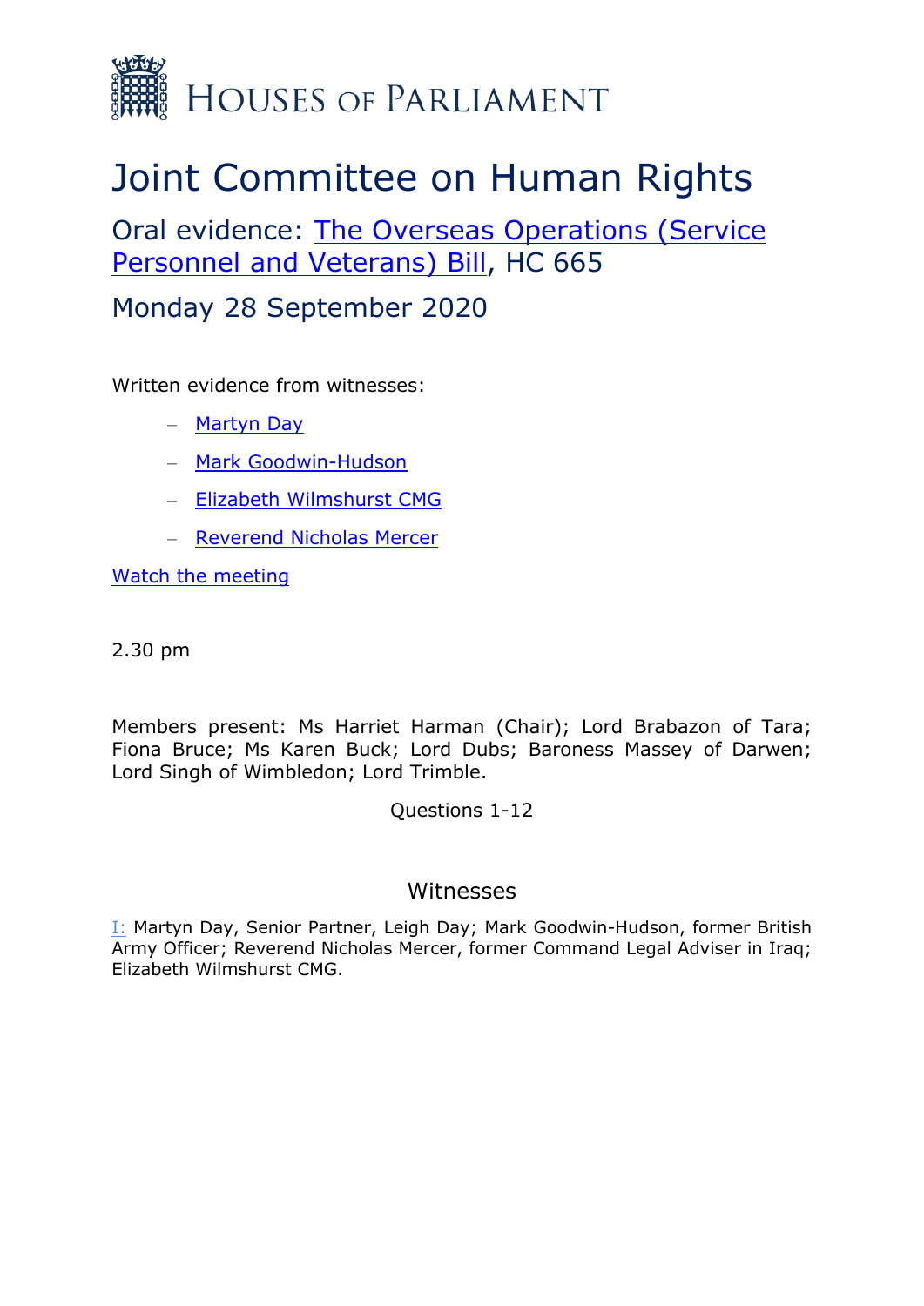# Houses of Parliament

# Joint Committee on Human Rights

## Oral evidence: The Overseas Operations (Service Personnel and Veterans) Bill, HC 665

## Monday 28 September 2020

Written evidence from witnesses:

- Martyn Day
- Mark Goodwin-Hudson
- Elizabeth Wilmshurst CMG
- Reverend Nicholas Mercer

Watch the meeting

2.30 pm

Members present: Ms Harriet Harman (Chair); Lord Brabazon of Tara; Fiona Bruce; Ms Karen Buck; Lord Dubs; Baroness Massey of Darwen; Lord Singh of Wimbledon; Lord Trimble.

Questions 1-12

### Witnesses

I: Martyn Day, Senior Partner, Leigh Day; Mark Goodwin-Hudson, former British Army Officer; Reverend Nicholas Mercer, former Command Legal Adviser in Iraq; Elizabeth Wilmshurst CMG.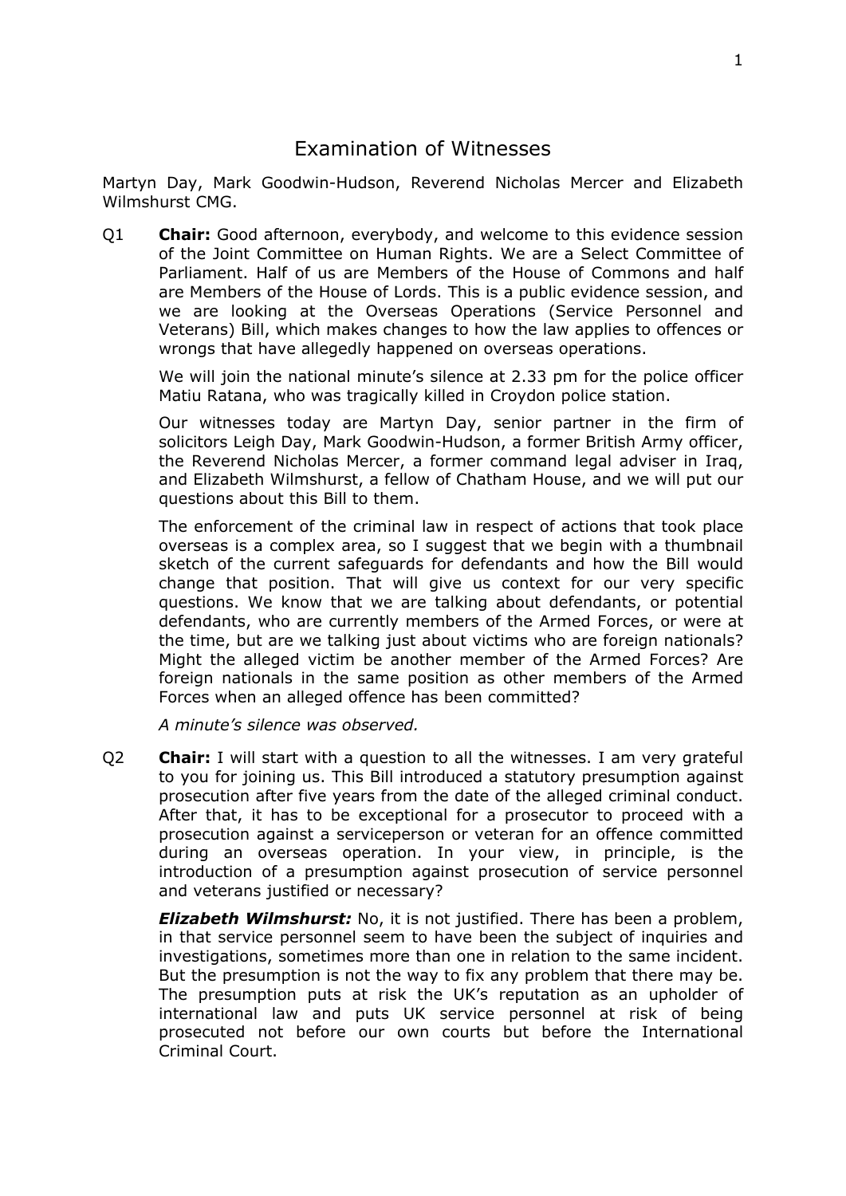# Examination of Witnesses

Martyn Day, Mark Goodwin-Hudson, Reverend Nicholas Mercer and Elizabeth Wilmshurst CMG.

Q1 **Chair:** Good afternoon, everybody, and welcome to this evidence session of the Joint Committee on Human Rights. We are a Select Committee of Parliament. Half of us are Members of the House of Commons and half are Members of the House of Lords. This is a public evidence session, and we are looking at the Overseas Operations (Service Personnel and Veterans) Bill, which makes changes to how the law applies to offences or wrongs that have allegedly happened on overseas operations.

We will join the national minute's silence at 2.33 pm for the police officer Matiu Ratana, who was tragically killed in Croydon police station.

Our witnesses today are Martyn Day, senior partner in the firm of solicitors Leigh Day, Mark Goodwin-Hudson, a former British Army officer, the Reverend Nicholas Mercer, a former command legal adviser in Iraq, and Elizabeth Wilmshurst, a fellow of Chatham House, and we will put our questions about this Bill to them.

The enforcement of the criminal law in respect of actions that took place overseas is a complex area, so I suggest that we begin with a thumbnail sketch of the current safeguards for defendants and how the Bill would change that position. That will give us context for our very specific questions. We know that we are talking about defendants, or potential defendants, who are currently members of the Armed Forces, or were at the time, but are we talking just about victims who are foreign nationals? Might the alleged victim be another member of the Armed Forces? Are foreign nationals in the same position as other members of the Armed Forces when an alleged offence has been committed?

*A minute's silence was observed.*

Q2 **Chair:** I will start with a question to all the witnesses. I am very grateful to you for joining us. This Bill introduced a statutory presumption against prosecution after five years from the date of the alleged criminal conduct. After that, it has to be exceptional for a prosecutor to proceed with a prosecution against a serviceperson or veteran for an offence committed during an overseas operation. In your view, in principle, is the introduction of a presumption against prosecution of service personnel and veterans justified or necessary?

***Elizabeth Wilmshurst:*** No, it is not justified. There has been a problem, in that service personnel seem to have been the subject of inquiries and investigations, sometimes more than one in relation to the same incident. But the presumption is not the way to fix any problem that there may be. The presumption puts at risk the UK's reputation as an upholder of international law and puts UK service personnel at risk of being prosecuted not before our own courts but before the International Criminal Court.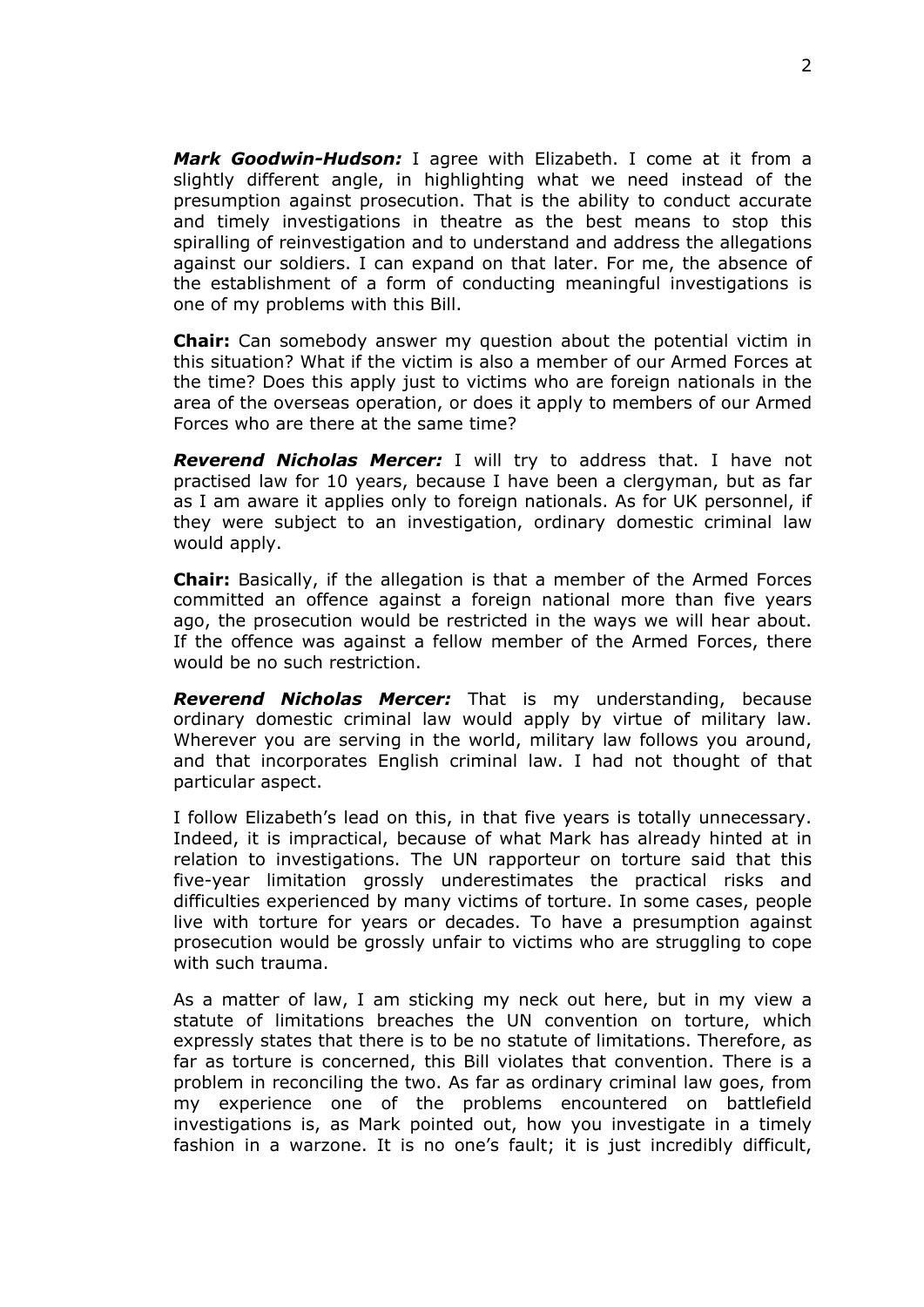***Mark Goodwin-Hudson:*** I agree with Elizabeth. I come at it from a slightly different angle, in highlighting what we need instead of the presumption against prosecution. That is the ability to conduct accurate and timely investigations in theatre as the best means to stop this spiralling of reinvestigation and to understand and address the allegations against our soldiers. I can expand on that later. For me, the absence of the establishment of a form of conducting meaningful investigations is one of my problems with this Bill.

**Chair:** Can somebody answer my question about the potential victim in this situation? What if the victim is also a member of our Armed Forces at the time? Does this apply just to victims who are foreign nationals in the area of the overseas operation, or does it apply to members of our Armed Forces who are there at the same time?

***Reverend Nicholas Mercer:*** I will try to address that. I have not practised law for 10 years, because I have been a clergyman, but as far as I am aware it applies only to foreign nationals. As for UK personnel, if they were subject to an investigation, ordinary domestic criminal law would apply.

**Chair:** Basically, if the allegation is that a member of the Armed Forces committed an offence against a foreign national more than five years ago, the prosecution would be restricted in the ways we will hear about. If the offence was against a fellow member of the Armed Forces, there would be no such restriction.

***Reverend Nicholas Mercer:*** That is my understanding, because ordinary domestic criminal law would apply by virtue of military law. Wherever you are serving in the world, military law follows you around, and that incorporates English criminal law. I had not thought of that particular aspect.

I follow Elizabeth's lead on this, in that five years is totally unnecessary. Indeed, it is impractical, because of what Mark has already hinted at in relation to investigations. The UN rapporteur on torture said that this five-year limitation grossly underestimates the practical risks and difficulties experienced by many victims of torture. In some cases, people live with torture for years or decades. To have a presumption against prosecution would be grossly unfair to victims who are struggling to cope with such trauma.

As a matter of law, I am sticking my neck out here, but in my view a statute of limitations breaches the UN convention on torture, which expressly states that there is to be no statute of limitations. Therefore, as far as torture is concerned, this Bill violates that convention. There is a problem in reconciling the two. As far as ordinary criminal law goes, from my experience one of the problems encountered on battlefield investigations is, as Mark pointed out, how you investigate in a timely fashion in a warzone. It is no one's fault; it is just incredibly difficult,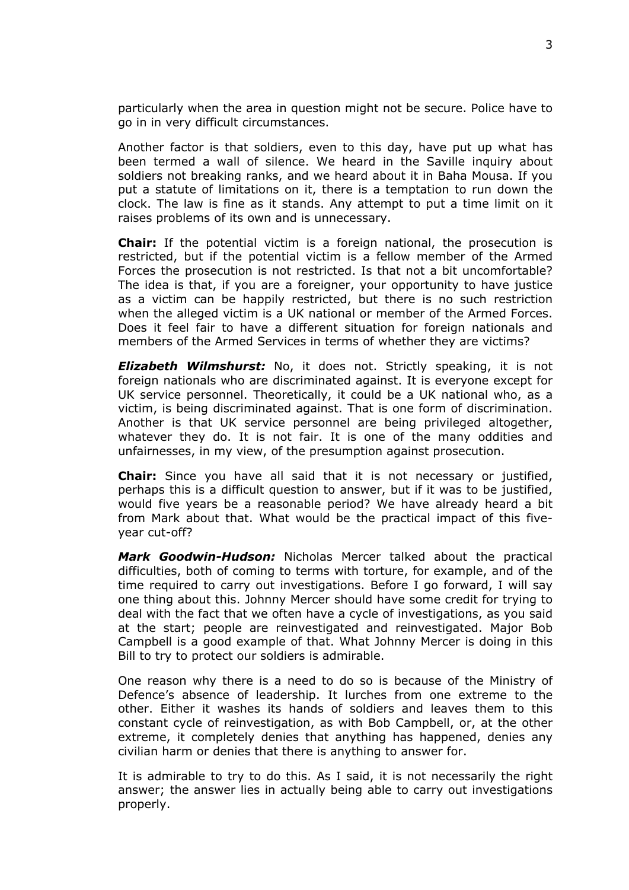particularly when the area in question might not be secure. Police have to go in in very difficult circumstances.

Another factor is that soldiers, even to this day, have put up what has been termed a wall of silence. We heard in the Saville inquiry about soldiers not breaking ranks, and we heard about it in Baha Mousa. If you put a statute of limitations on it, there is a temptation to run down the clock. The law is fine as it stands. Any attempt to put a time limit on it raises problems of its own and is unnecessary.

**Chair:** If the potential victim is a foreign national, the prosecution is restricted, but if the potential victim is a fellow member of the Armed Forces the prosecution is not restricted. Is that not a bit uncomfortable? The idea is that, if you are a foreigner, your opportunity to have justice as a victim can be happily restricted, but there is no such restriction when the alleged victim is a UK national or member of the Armed Forces. Does it feel fair to have a different situation for foreign nationals and members of the Armed Services in terms of whether they are victims?

***Elizabeth Wilmshurst:*** No, it does not. Strictly speaking, it is not foreign nationals who are discriminated against. It is everyone except for UK service personnel. Theoretically, it could be a UK national who, as a victim, is being discriminated against. That is one form of discrimination. Another is that UK service personnel are being privileged altogether, whatever they do. It is not fair. It is one of the many oddities and unfairnesses, in my view, of the presumption against prosecution.

**Chair:** Since you have all said that it is not necessary or justified, perhaps this is a difficult question to answer, but if it was to be justified, would five years be a reasonable period? We have already heard a bit from Mark about that. What would be the practical impact of this five-year cut-off?

***Mark Goodwin-Hudson:*** Nicholas Mercer talked about the practical difficulties, both of coming to terms with torture, for example, and of the time required to carry out investigations. Before I go forward, I will say one thing about this. Johnny Mercer should have some credit for trying to deal with the fact that we often have a cycle of investigations, as you said at the start; people are reinvestigated and reinvestigated. Major Bob Campbell is a good example of that. What Johnny Mercer is doing in this Bill to try to protect our soldiers is admirable.

One reason why there is a need to do so is because of the Ministry of Defence's absence of leadership. It lurches from one extreme to the other. Either it washes its hands of soldiers and leaves them to this constant cycle of reinvestigation, as with Bob Campbell, or, at the other extreme, it completely denies that anything has happened, denies any civilian harm or denies that there is anything to answer for.

It is admirable to try to do this. As I said, it is not necessarily the right answer; the answer lies in actually being able to carry out investigations properly.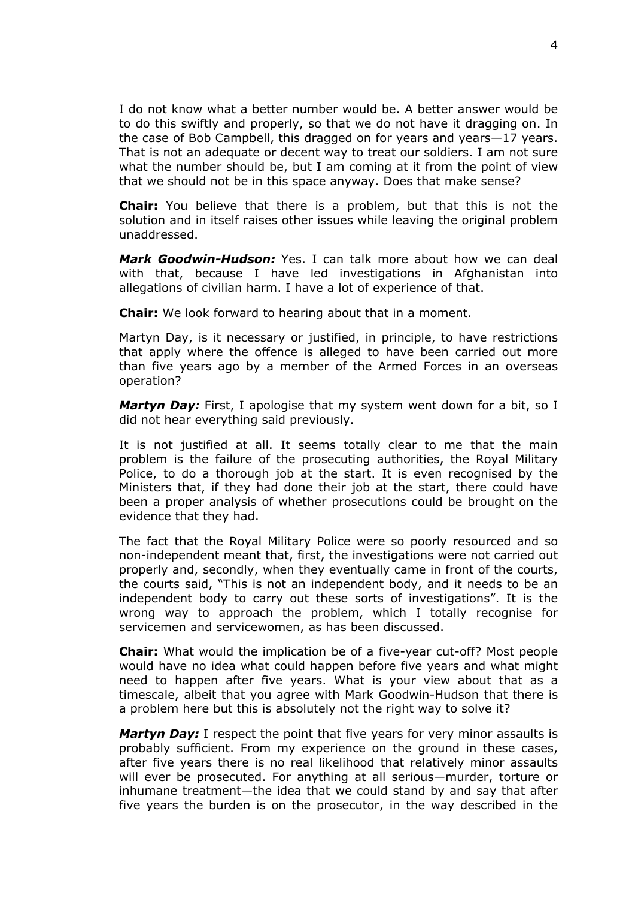I do not know what a better number would be. A better answer would be to do this swiftly and properly, so that we do not have it dragging on. In the case of Bob Campbell, this dragged on for years and years—17 years. That is not an adequate or decent way to treat our soldiers. I am not sure what the number should be, but I am coming at it from the point of view that we should not be in this space anyway. Does that make sense?

**Chair:** You believe that there is a problem, but that this is not the solution and in itself raises other issues while leaving the original problem unaddressed.

***Mark Goodwin-Hudson:*** Yes. I can talk more about how we can deal with that, because I have led investigations in Afghanistan into allegations of civilian harm. I have a lot of experience of that.

**Chair:** We look forward to hearing about that in a moment.

Martyn Day, is it necessary or justified, in principle, to have restrictions that apply where the offence is alleged to have been carried out more than five years ago by a member of the Armed Forces in an overseas operation?

***Martyn Day:*** First, I apologise that my system went down for a bit, so I did not hear everything said previously.

It is not justified at all. It seems totally clear to me that the main problem is the failure of the prosecuting authorities, the Royal Military Police, to do a thorough job at the start. It is even recognised by the Ministers that, if they had done their job at the start, there could have been a proper analysis of whether prosecutions could be brought on the evidence that they had.

The fact that the Royal Military Police were so poorly resourced and so non-independent meant that, first, the investigations were not carried out properly and, secondly, when they eventually came in front of the courts, the courts said, "This is not an independent body, and it needs to be an independent body to carry out these sorts of investigations". It is the wrong way to approach the problem, which I totally recognise for servicemen and servicewomen, as has been discussed.

**Chair:** What would the implication be of a five-year cut-off? Most people would have no idea what could happen before five years and what might need to happen after five years. What is your view about that as a timescale, albeit that you agree with Mark Goodwin-Hudson that there is a problem here but this is absolutely not the right way to solve it?

***Martyn Day:*** I respect the point that five years for very minor assaults is probably sufficient. From my experience on the ground in these cases, after five years there is no real likelihood that relatively minor assaults will ever be prosecuted. For anything at all serious—murder, torture or inhumane treatment—the idea that we could stand by and say that after five years the burden is on the prosecutor, in the way described in the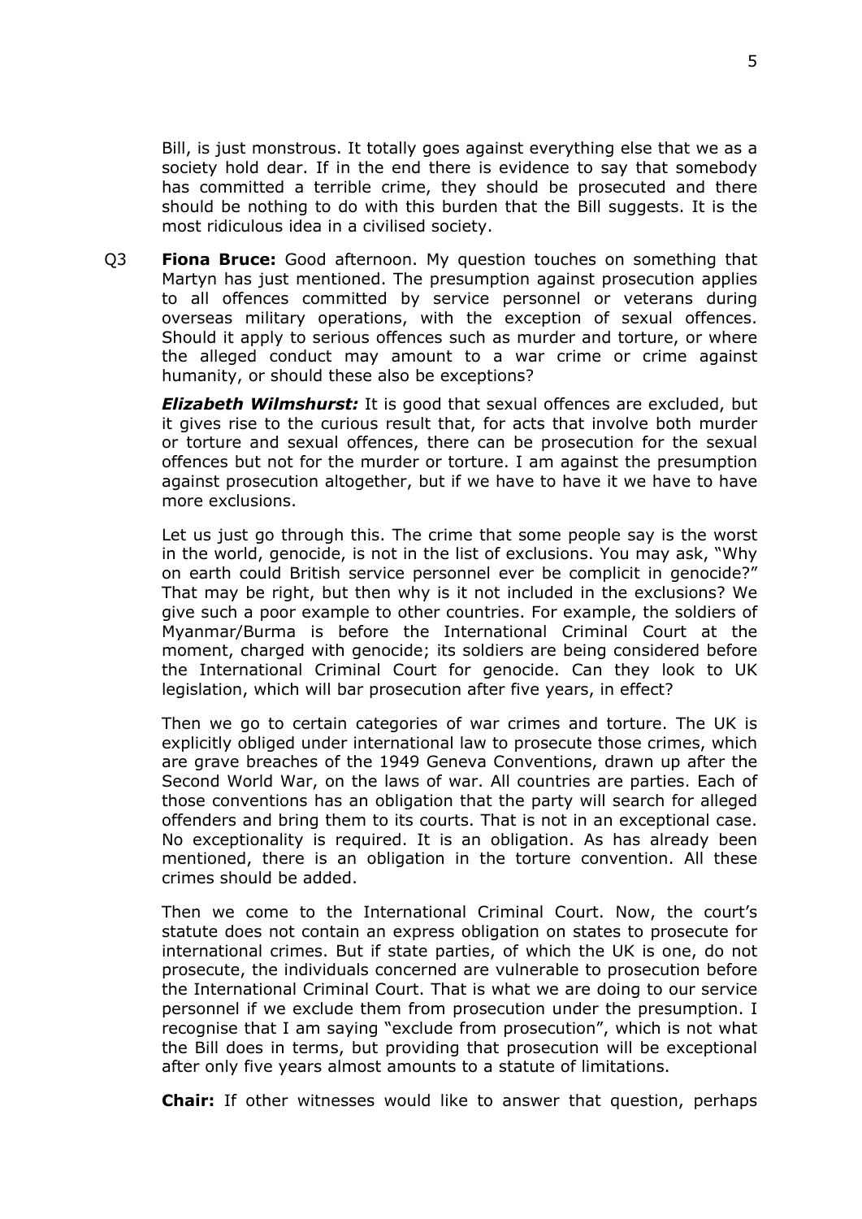Bill, is just monstrous. It totally goes against everything else that we as a society hold dear. If in the end there is evidence to say that somebody has committed a terrible crime, they should be prosecuted and there should be nothing to do with this burden that the Bill suggests. It is the most ridiculous idea in a civilised society.

Q3 **Fiona Bruce:** Good afternoon. My question touches on something that Martyn has just mentioned. The presumption against prosecution applies to all offences committed by service personnel or veterans during overseas military operations, with the exception of sexual offences. Should it apply to serious offences such as murder and torture, or where the alleged conduct may amount to a war crime or crime against humanity, or should these also be exceptions?

***Elizabeth Wilmshurst:*** It is good that sexual offences are excluded, but it gives rise to the curious result that, for acts that involve both murder or torture and sexual offences, there can be prosecution for the sexual offences but not for the murder or torture. I am against the presumption against prosecution altogether, but if we have to have it we have to have more exclusions.

Let us just go through this. The crime that some people say is the worst in the world, genocide, is not in the list of exclusions. You may ask, "Why on earth could British service personnel ever be complicit in genocide?" That may be right, but then why is it not included in the exclusions? We give such a poor example to other countries. For example, the soldiers of Myanmar/Burma is before the International Criminal Court at the moment, charged with genocide; its soldiers are being considered before the International Criminal Court for genocide. Can they look to UK legislation, which will bar prosecution after five years, in effect?

Then we go to certain categories of war crimes and torture. The UK is explicitly obliged under international law to prosecute those crimes, which are grave breaches of the 1949 Geneva Conventions, drawn up after the Second World War, on the laws of war. All countries are parties. Each of those conventions has an obligation that the party will search for alleged offenders and bring them to its courts. That is not in an exceptional case. No exceptionality is required. It is an obligation. As has already been mentioned, there is an obligation in the torture convention. All these crimes should be added.

Then we come to the International Criminal Court. Now, the court's statute does not contain an express obligation on states to prosecute for international crimes. But if state parties, of which the UK is one, do not prosecute, the individuals concerned are vulnerable to prosecution before the International Criminal Court. That is what we are doing to our service personnel if we exclude them from prosecution under the presumption. I recognise that I am saying "exclude from prosecution", which is not what the Bill does in terms, but providing that prosecution will be exceptional after only five years almost amounts to a statute of limitations.

**Chair:** If other witnesses would like to answer that question, perhaps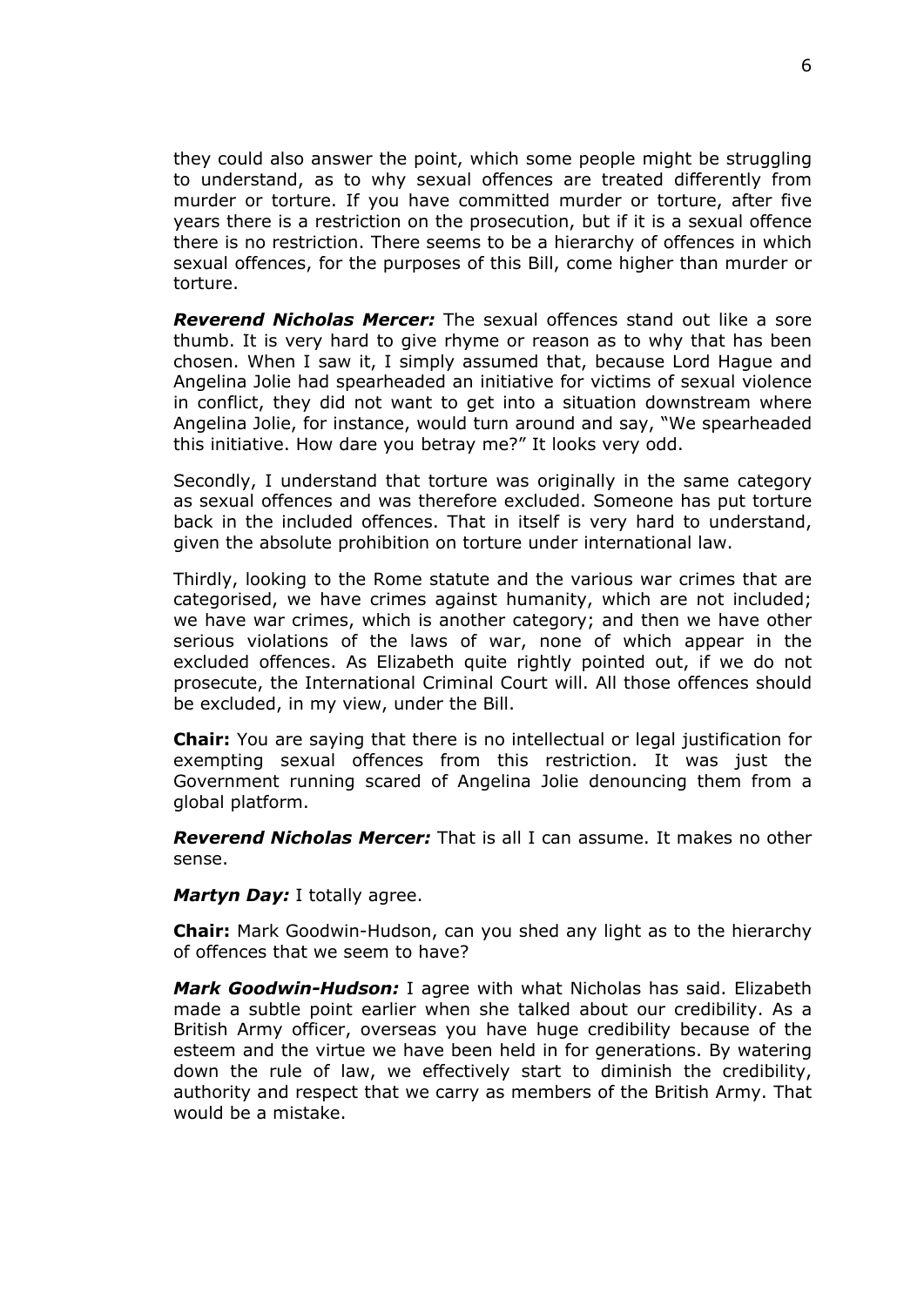they could also answer the point, which some people might be struggling to understand, as to why sexual offences are treated differently from murder or torture. If you have committed murder or torture, after five years there is a restriction on the prosecution, but if it is a sexual offence there is no restriction. There seems to be a hierarchy of offences in which sexual offences, for the purposes of this Bill, come higher than murder or torture.

***Reverend Nicholas Mercer:*** The sexual offences stand out like a sore thumb. It is very hard to give rhyme or reason as to why that has been chosen. When I saw it, I simply assumed that, because Lord Hague and Angelina Jolie had spearheaded an initiative for victims of sexual violence in conflict, they did not want to get into a situation downstream where Angelina Jolie, for instance, would turn around and say, "We spearheaded this initiative. How dare you betray me?" It looks very odd.

Secondly, I understand that torture was originally in the same category as sexual offences and was therefore excluded. Someone has put torture back in the included offences. That in itself is very hard to understand, given the absolute prohibition on torture under international law.

Thirdly, looking to the Rome statute and the various war crimes that are categorised, we have crimes against humanity, which are not included; we have war crimes, which is another category; and then we have other serious violations of the laws of war, none of which appear in the excluded offences. As Elizabeth quite rightly pointed out, if we do not prosecute, the International Criminal Court will. All those offences should be excluded, in my view, under the Bill.

**Chair:** You are saying that there is no intellectual or legal justification for exempting sexual offences from this restriction. It was just the Government running scared of Angelina Jolie denouncing them from a global platform.

***Reverend Nicholas Mercer:*** That is all I can assume. It makes no other sense.

***Martyn Day:*** I totally agree.

**Chair:** Mark Goodwin-Hudson, can you shed any light as to the hierarchy of offences that we seem to have?

***Mark Goodwin-Hudson:*** I agree with what Nicholas has said. Elizabeth made a subtle point earlier when she talked about our credibility. As a British Army officer, overseas you have huge credibility because of the esteem and the virtue we have been held in for generations. By watering down the rule of law, we effectively start to diminish the credibility, authority and respect that we carry as members of the British Army. That would be a mistake.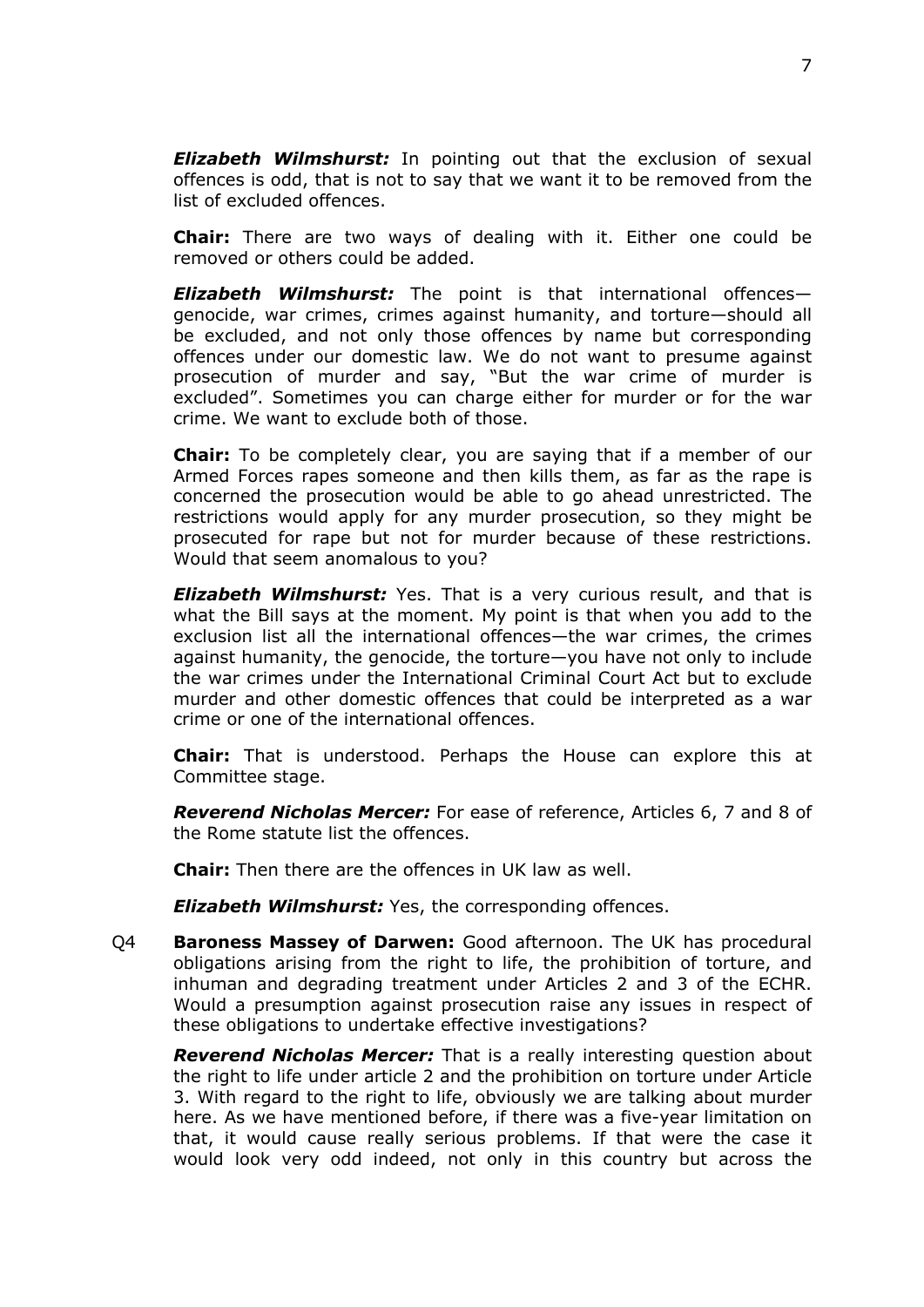***Elizabeth Wilmshurst:*** In pointing out that the exclusion of sexual offences is odd, that is not to say that we want it to be removed from the list of excluded offences.

**Chair:** There are two ways of dealing with it. Either one could be removed or others could be added.

***Elizabeth Wilmshurst:*** The point is that international offences—genocide, war crimes, crimes against humanity, and torture—should all be excluded, and not only those offences by name but corresponding offences under our domestic law. We do not want to presume against prosecution of murder and say, "But the war crime of murder is excluded". Sometimes you can charge either for murder or for the war crime. We want to exclude both of those.

**Chair:** To be completely clear, you are saying that if a member of our Armed Forces rapes someone and then kills them, as far as the rape is concerned the prosecution would be able to go ahead unrestricted. The restrictions would apply for any murder prosecution, so they might be prosecuted for rape but not for murder because of these restrictions. Would that seem anomalous to you?

***Elizabeth Wilmshurst:*** Yes. That is a very curious result, and that is what the Bill says at the moment. My point is that when you add to the exclusion list all the international offences—the war crimes, the crimes against humanity, the genocide, the torture—you have not only to include the war crimes under the International Criminal Court Act but to exclude murder and other domestic offences that could be interpreted as a war crime or one of the international offences.

**Chair:** That is understood. Perhaps the House can explore this at Committee stage.

***Reverend Nicholas Mercer:*** For ease of reference, Articles 6, 7 and 8 of the Rome statute list the offences.

**Chair:** Then there are the offences in UK law as well.

***Elizabeth Wilmshurst:*** Yes, the corresponding offences.

Q4 **Baroness Massey of Darwen:** Good afternoon. The UK has procedural obligations arising from the right to life, the prohibition of torture, and inhuman and degrading treatment under Articles 2 and 3 of the ECHR. Would a presumption against prosecution raise any issues in respect of these obligations to undertake effective investigations?

***Reverend Nicholas Mercer:*** That is a really interesting question about the right to life under article 2 and the prohibition on torture under Article 3. With regard to the right to life, obviously we are talking about murder here. As we have mentioned before, if there was a five-year limitation on that, it would cause really serious problems. If that were the case it would look very odd indeed, not only in this country but across the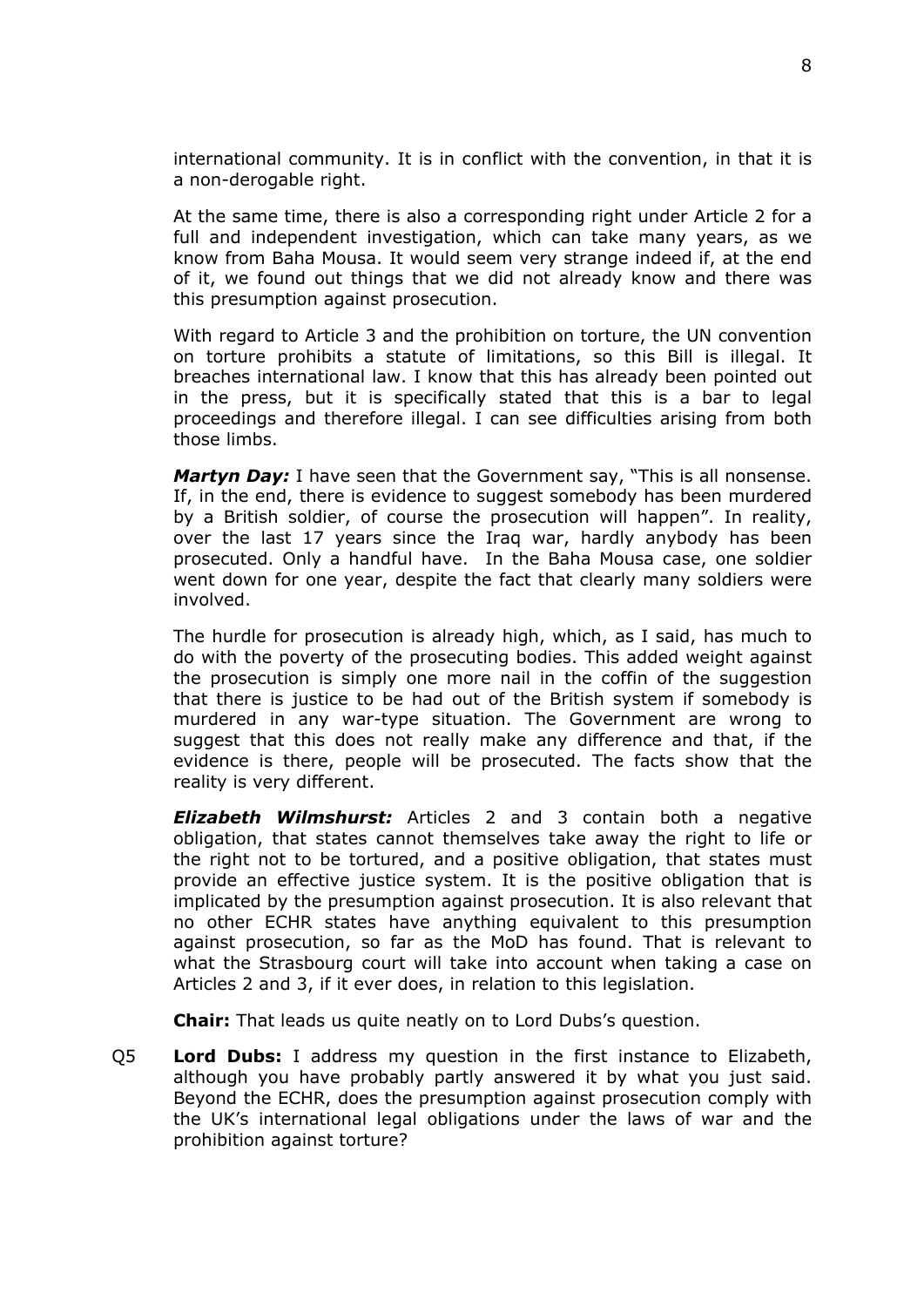international community. It is in conflict with the convention, in that it is a non-derogable right.

At the same time, there is also a corresponding right under Article 2 for a full and independent investigation, which can take many years, as we know from Baha Mousa. It would seem very strange indeed if, at the end of it, we found out things that we did not already know and there was this presumption against prosecution.

With regard to Article 3 and the prohibition on torture, the UN convention on torture prohibits a statute of limitations, so this Bill is illegal. It breaches international law. I know that this has already been pointed out in the press, but it is specifically stated that this is a bar to legal proceedings and therefore illegal. I can see difficulties arising from both those limbs.

***Martyn Day:*** I have seen that the Government say, "This is all nonsense. If, in the end, there is evidence to suggest somebody has been murdered by a British soldier, of course the prosecution will happen". In reality, over the last 17 years since the Iraq war, hardly anybody has been prosecuted. Only a handful have. In the Baha Mousa case, one soldier went down for one year, despite the fact that clearly many soldiers were involved.

The hurdle for prosecution is already high, which, as I said, has much to do with the poverty of the prosecuting bodies. This added weight against the prosecution is simply one more nail in the coffin of the suggestion that there is justice to be had out of the British system if somebody is murdered in any war-type situation. The Government are wrong to suggest that this does not really make any difference and that, if the evidence is there, people will be prosecuted. The facts show that the reality is very different.

***Elizabeth Wilmshurst:*** Articles 2 and 3 contain both a negative obligation, that states cannot themselves take away the right to life or the right not to be tortured, and a positive obligation, that states must provide an effective justice system. It is the positive obligation that is implicated by the presumption against prosecution. It is also relevant that no other ECHR states have anything equivalent to this presumption against prosecution, so far as the MoD has found. That is relevant to what the Strasbourg court will take into account when taking a case on Articles 2 and 3, if it ever does, in relation to this legislation.

**Chair:** That leads us quite neatly on to Lord Dubs's question.

Q5 **Lord Dubs:** I address my question in the first instance to Elizabeth, although you have probably partly answered it by what you just said. Beyond the ECHR, does the presumption against prosecution comply with the UK's international legal obligations under the laws of war and the prohibition against torture?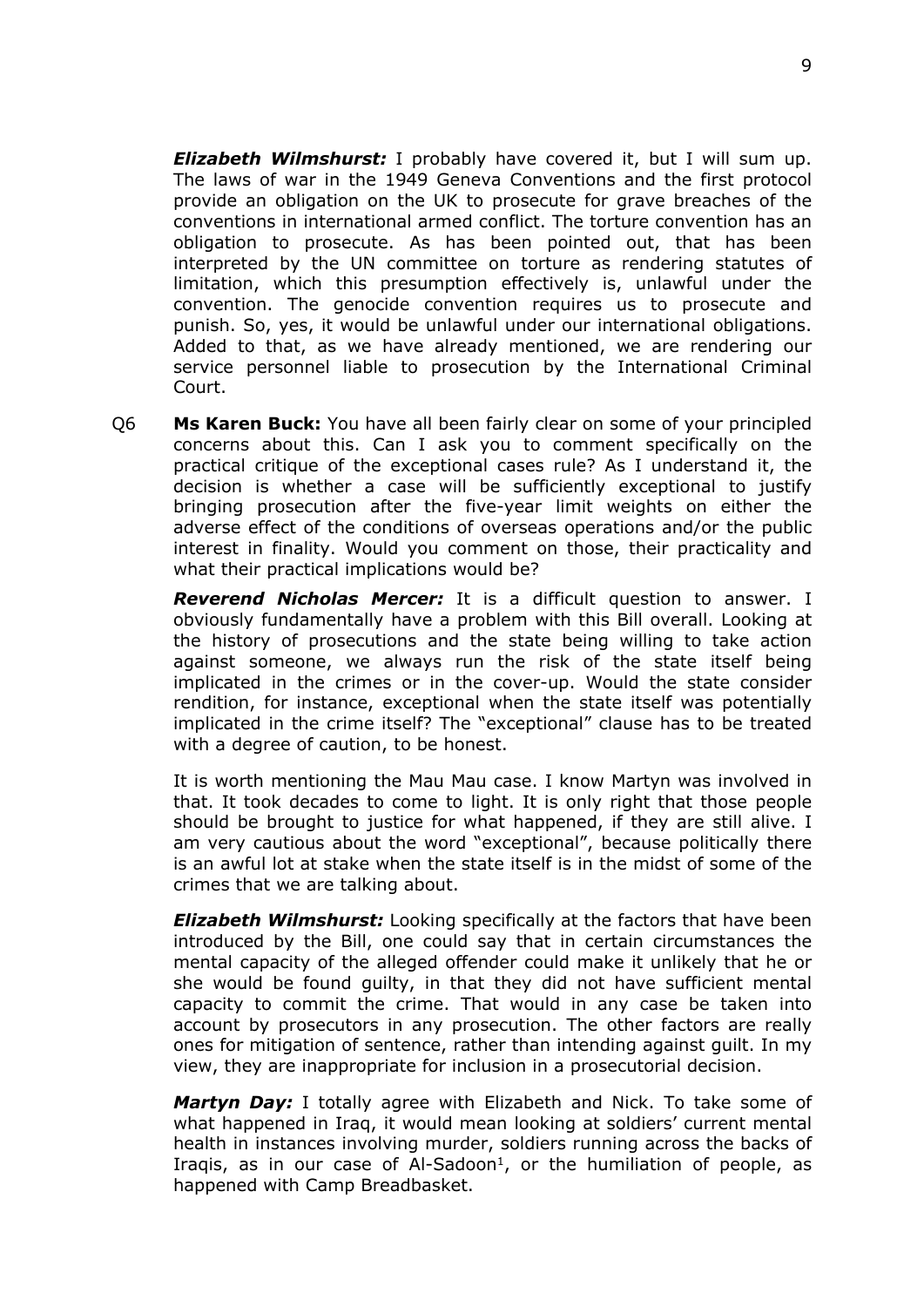***Elizabeth Wilmshurst:*** I probably have covered it, but I will sum up. The laws of war in the 1949 Geneva Conventions and the first protocol provide an obligation on the UK to prosecute for grave breaches of the conventions in international armed conflict. The torture convention has an obligation to prosecute. As has been pointed out, that has been interpreted by the UN committee on torture as rendering statutes of limitation, which this presumption effectively is, unlawful under the convention. The genocide convention requires us to prosecute and punish. So, yes, it would be unlawful under our international obligations. Added to that, as we have already mentioned, we are rendering our service personnel liable to prosecution by the International Criminal Court.

Q6 **Ms Karen Buck:** You have all been fairly clear on some of your principled concerns about this. Can I ask you to comment specifically on the practical critique of the exceptional cases rule? As I understand it, the decision is whether a case will be sufficiently exceptional to justify bringing prosecution after the five-year limit weights on either the adverse effect of the conditions of overseas operations and/or the public interest in finality. Would you comment on those, their practicality and what their practical implications would be?

***Reverend Nicholas Mercer:*** It is a difficult question to answer. I obviously fundamentally have a problem with this Bill overall. Looking at the history of prosecutions and the state being willing to take action against someone, we always run the risk of the state itself being implicated in the crimes or in the cover-up. Would the state consider rendition, for instance, exceptional when the state itself was potentially implicated in the crime itself? The "exceptional" clause has to be treated with a degree of caution, to be honest.

It is worth mentioning the Mau Mau case. I know Martyn was involved in that. It took decades to come to light. It is only right that those people should be brought to justice for what happened, if they are still alive. I am very cautious about the word "exceptional", because politically there is an awful lot at stake when the state itself is in the midst of some of the crimes that we are talking about.

***Elizabeth Wilmshurst:*** Looking specifically at the factors that have been introduced by the Bill, one could say that in certain circumstances the mental capacity of the alleged offender could make it unlikely that he or she would be found guilty, in that they did not have sufficient mental capacity to commit the crime. That would in any case be taken into account by prosecutors in any prosecution. The other factors are really ones for mitigation of sentence, rather than intending against guilt. In my view, they are inappropriate for inclusion in a prosecutorial decision.

***Martyn Day:*** I totally agree with Elizabeth and Nick. To take some of what happened in Iraq, it would mean looking at soldiers' current mental health in instances involving murder, soldiers running across the backs of Iraqis, as in our case of Al-Sadoon[1], or the humiliation of people, as happened with Camp Breadbasket.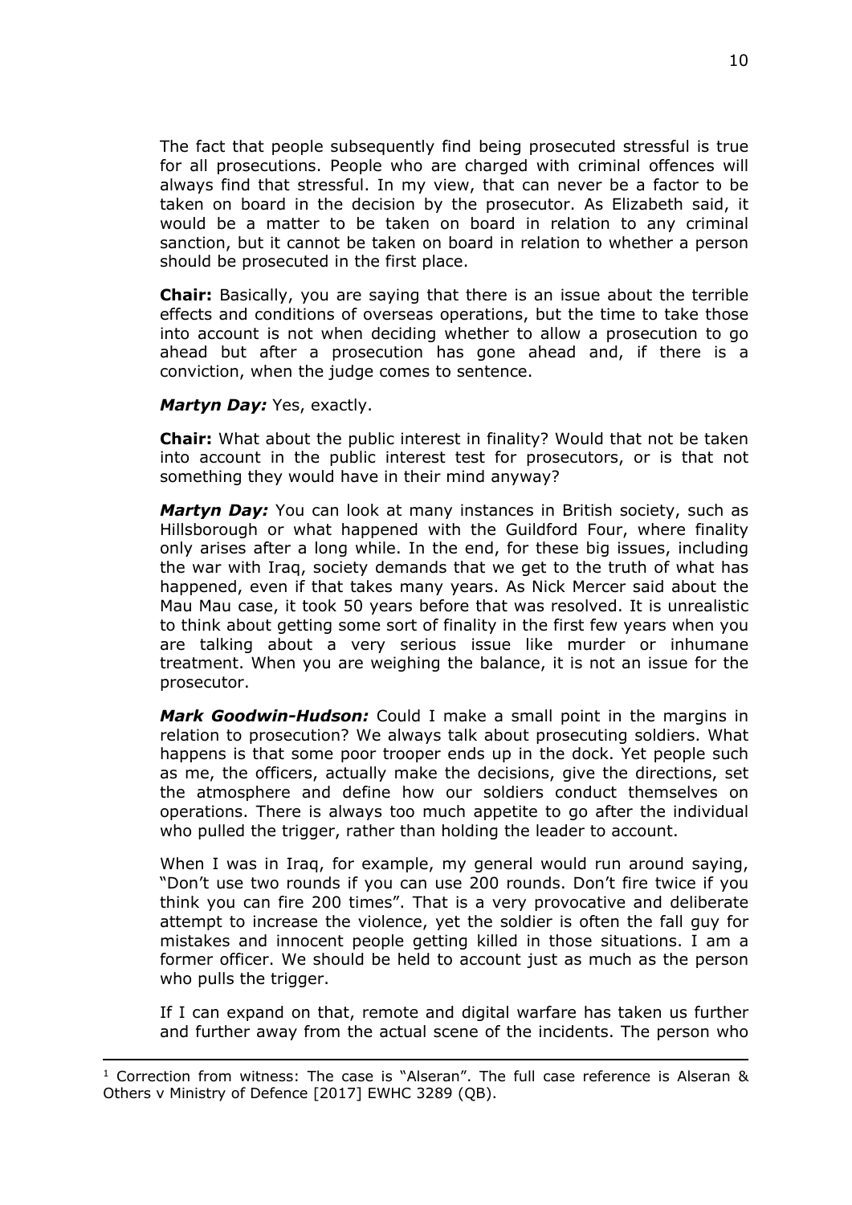The fact that people subsequently find being prosecuted stressful is true for all prosecutions. People who are charged with criminal offences will always find that stressful. In my view, that can never be a factor to be taken on board in the decision by the prosecutor. As Elizabeth said, it would be a matter to be taken on board in relation to any criminal sanction, but it cannot be taken on board in relation to whether a person should be prosecuted in the first place.

**Chair:** Basically, you are saying that there is an issue about the terrible effects and conditions of overseas operations, but the time to take those into account is not when deciding whether to allow a prosecution to go ahead but after a prosecution has gone ahead and, if there is a conviction, when the judge comes to sentence.

***Martyn Day:*** Yes, exactly.

**Chair:** What about the public interest in finality? Would that not be taken into account in the public interest test for prosecutors, or is that not something they would have in their mind anyway?

***Martyn Day:*** You can look at many instances in British society, such as Hillsborough or what happened with the Guildford Four, where finality only arises after a long while. In the end, for these big issues, including the war with Iraq, society demands that we get to the truth of what has happened, even if that takes many years. As Nick Mercer said about the Mau Mau case, it took 50 years before that was resolved. It is unrealistic to think about getting some sort of finality in the first few years when you are talking about a very serious issue like murder or inhumane treatment. When you are weighing the balance, it is not an issue for the prosecutor.

***Mark Goodwin-Hudson:*** Could I make a small point in the margins in relation to prosecution? We always talk about prosecuting soldiers. What happens is that some poor trooper ends up in the dock. Yet people such as me, the officers, actually make the decisions, give the directions, set the atmosphere and define how our soldiers conduct themselves on operations. There is always too much appetite to go after the individual who pulled the trigger, rather than holding the leader to account.

When I was in Iraq, for example, my general would run around saying, "Don't use two rounds if you can use 200 rounds. Don't fire twice if you think you can fire 200 times". That is a very provocative and deliberate attempt to increase the violence, yet the soldier is often the fall guy for mistakes and innocent people getting killed in those situations. I am a former officer. We should be held to account just as much as the person who pulls the trigger.

If I can expand on that, remote and digital warfare has taken us further and further away from the actual scene of the incidents. The person who

---

[1] Correction from witness: The case is "Alseran". The full case reference is Alseran & Others v Ministry of Defence [2017] EWHC 3289 (QB).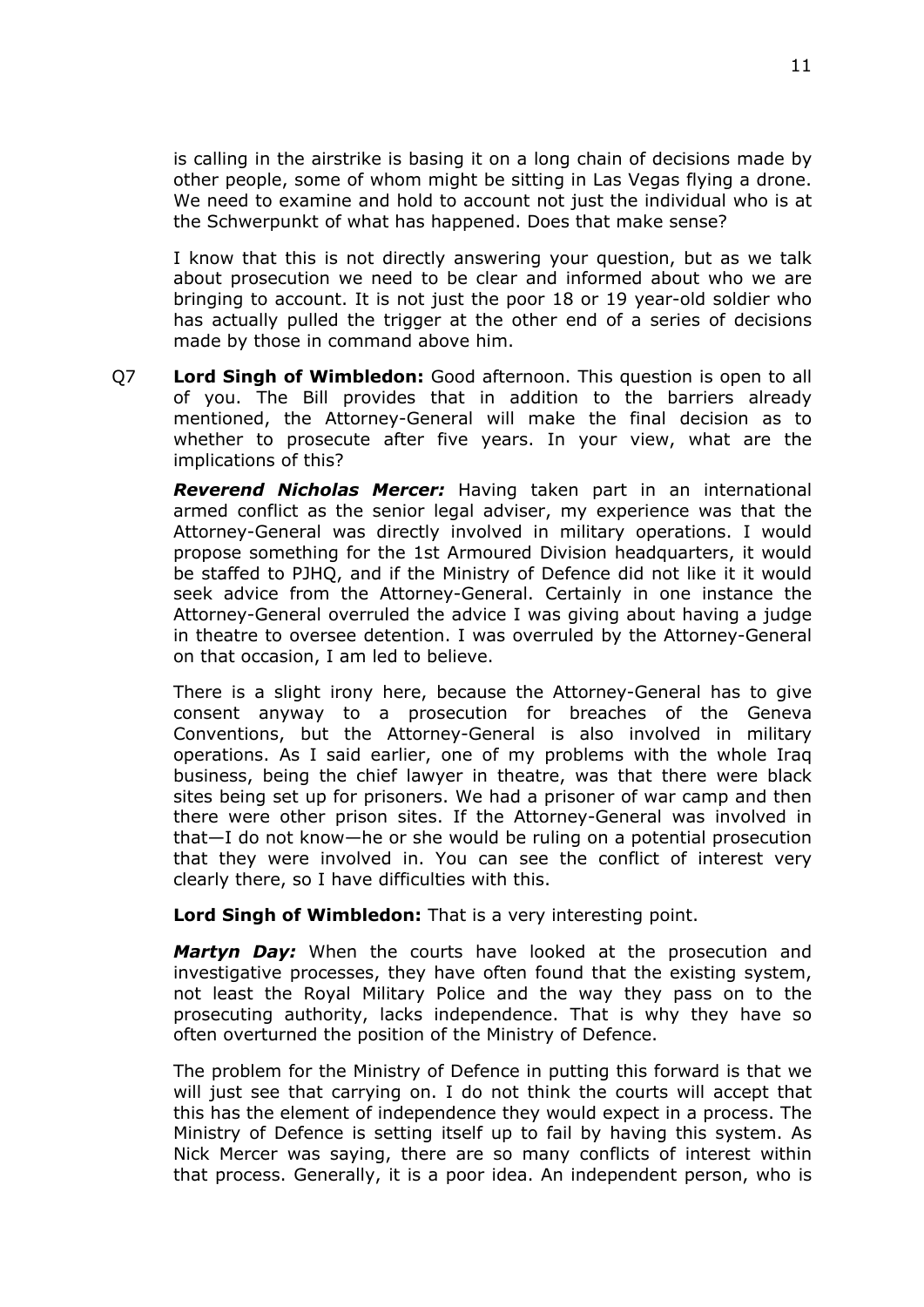is calling in the airstrike is basing it on a long chain of decisions made by other people, some of whom might be sitting in Las Vegas flying a drone. We need to examine and hold to account not just the individual who is at the Schwerpunkt of what has happened. Does that make sense?

I know that this is not directly answering your question, but as we talk about prosecution we need to be clear and informed about who we are bringing to account. It is not just the poor 18 or 19 year-old soldier who has actually pulled the trigger at the other end of a series of decisions made by those in command above him.

Q7 **Lord Singh of Wimbledon:** Good afternoon. This question is open to all of you. The Bill provides that in addition to the barriers already mentioned, the Attorney-General will make the final decision as to whether to prosecute after five years. In your view, what are the implications of this?

***Reverend Nicholas Mercer:*** Having taken part in an international armed conflict as the senior legal adviser, my experience was that the Attorney-General was directly involved in military operations. I would propose something for the 1st Armoured Division headquarters, it would be staffed to PJHQ, and if the Ministry of Defence did not like it it would seek advice from the Attorney-General. Certainly in one instance the Attorney-General overruled the advice I was giving about having a judge in theatre to oversee detention. I was overruled by the Attorney-General on that occasion, I am led to believe.

There is a slight irony here, because the Attorney-General has to give consent anyway to a prosecution for breaches of the Geneva Conventions, but the Attorney-General is also involved in military operations. As I said earlier, one of my problems with the whole Iraq business, being the chief lawyer in theatre, was that there were black sites being set up for prisoners. We had a prisoner of war camp and then there were other prison sites. If the Attorney-General was involved in that—I do not know—he or she would be ruling on a potential prosecution that they were involved in. You can see the conflict of interest very clearly there, so I have difficulties with this.

**Lord Singh of Wimbledon:** That is a very interesting point.

***Martyn Day:*** When the courts have looked at the prosecution and investigative processes, they have often found that the existing system, not least the Royal Military Police and the way they pass on to the prosecuting authority, lacks independence. That is why they have so often overturned the position of the Ministry of Defence.

The problem for the Ministry of Defence in putting this forward is that we will just see that carrying on. I do not think the courts will accept that this has the element of independence they would expect in a process. The Ministry of Defence is setting itself up to fail by having this system. As Nick Mercer was saying, there are so many conflicts of interest within that process. Generally, it is a poor idea. An independent person, who is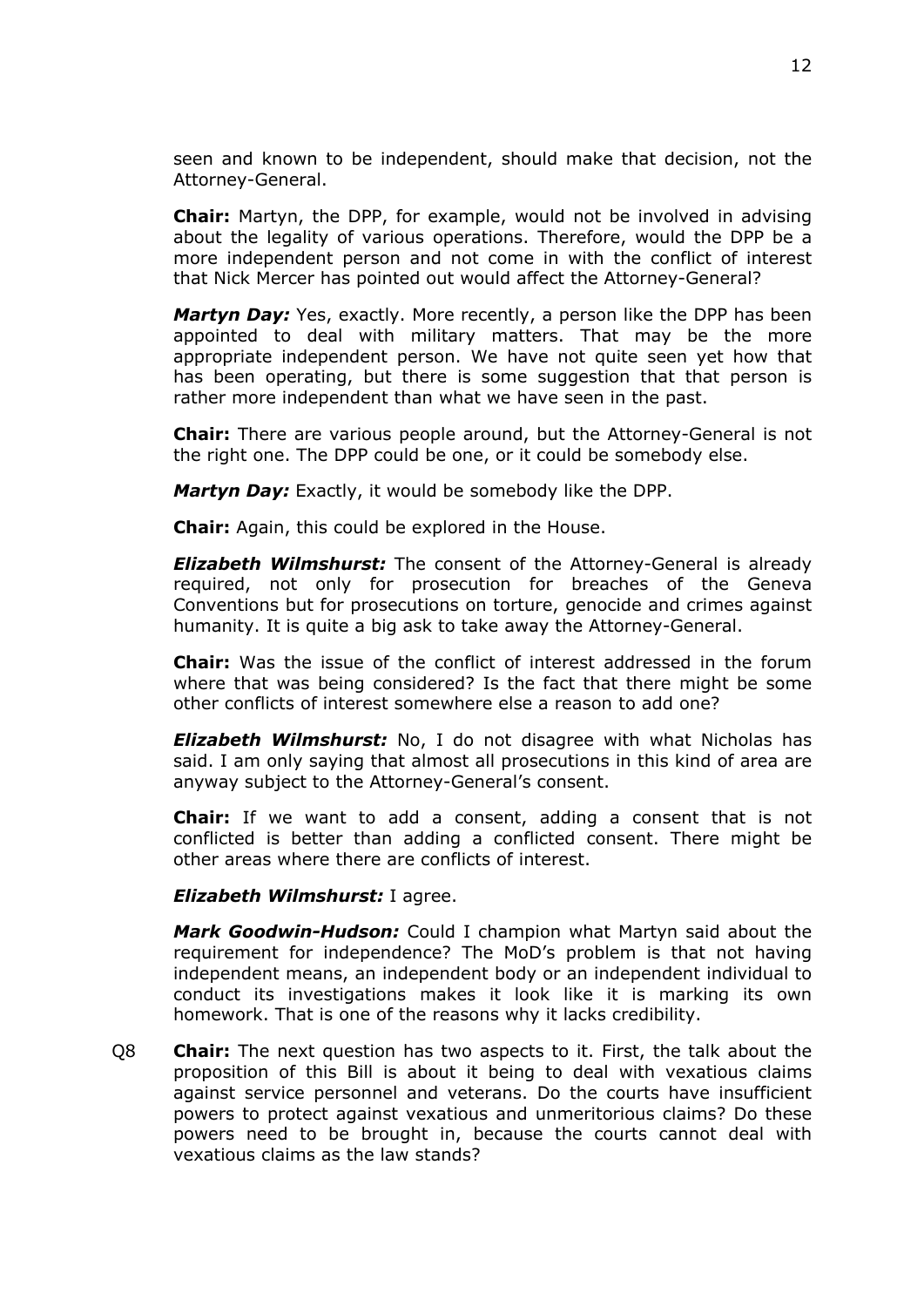seen and known to be independent, should make that decision, not the Attorney-General.

**Chair:** Martyn, the DPP, for example, would not be involved in advising about the legality of various operations. Therefore, would the DPP be a more independent person and not come in with the conflict of interest that Nick Mercer has pointed out would affect the Attorney-General?

***Martyn Day:*** Yes, exactly. More recently, a person like the DPP has been appointed to deal with military matters. That may be the more appropriate independent person. We have not quite seen yet how that has been operating, but there is some suggestion that that person is rather more independent than what we have seen in the past.

**Chair:** There are various people around, but the Attorney-General is not the right one. The DPP could be one, or it could be somebody else.

***Martyn Day:*** Exactly, it would be somebody like the DPP.

**Chair:** Again, this could be explored in the House.

***Elizabeth Wilmshurst:*** The consent of the Attorney-General is already required, not only for prosecution for breaches of the Geneva Conventions but for prosecutions on torture, genocide and crimes against humanity. It is quite a big ask to take away the Attorney-General.

**Chair:** Was the issue of the conflict of interest addressed in the forum where that was being considered? Is the fact that there might be some other conflicts of interest somewhere else a reason to add one?

***Elizabeth Wilmshurst:*** No, I do not disagree with what Nicholas has said. I am only saying that almost all prosecutions in this kind of area are anyway subject to the Attorney-General's consent.

**Chair:** If we want to add a consent, adding a consent that is not conflicted is better than adding a conflicted consent. There might be other areas where there are conflicts of interest.

***Elizabeth Wilmshurst:*** I agree.

***Mark Goodwin-Hudson:*** Could I champion what Martyn said about the requirement for independence? The MoD's problem is that not having independent means, an independent body or an independent individual to conduct its investigations makes it look like it is marking its own homework. That is one of the reasons why it lacks credibility.

Q8 **Chair:** The next question has two aspects to it. First, the talk about the proposition of this Bill is about it being to deal with vexatious claims against service personnel and veterans. Do the courts have insufficient powers to protect against vexatious and unmeritorious claims? Do these powers need to be brought in, because the courts cannot deal with vexatious claims as the law stands?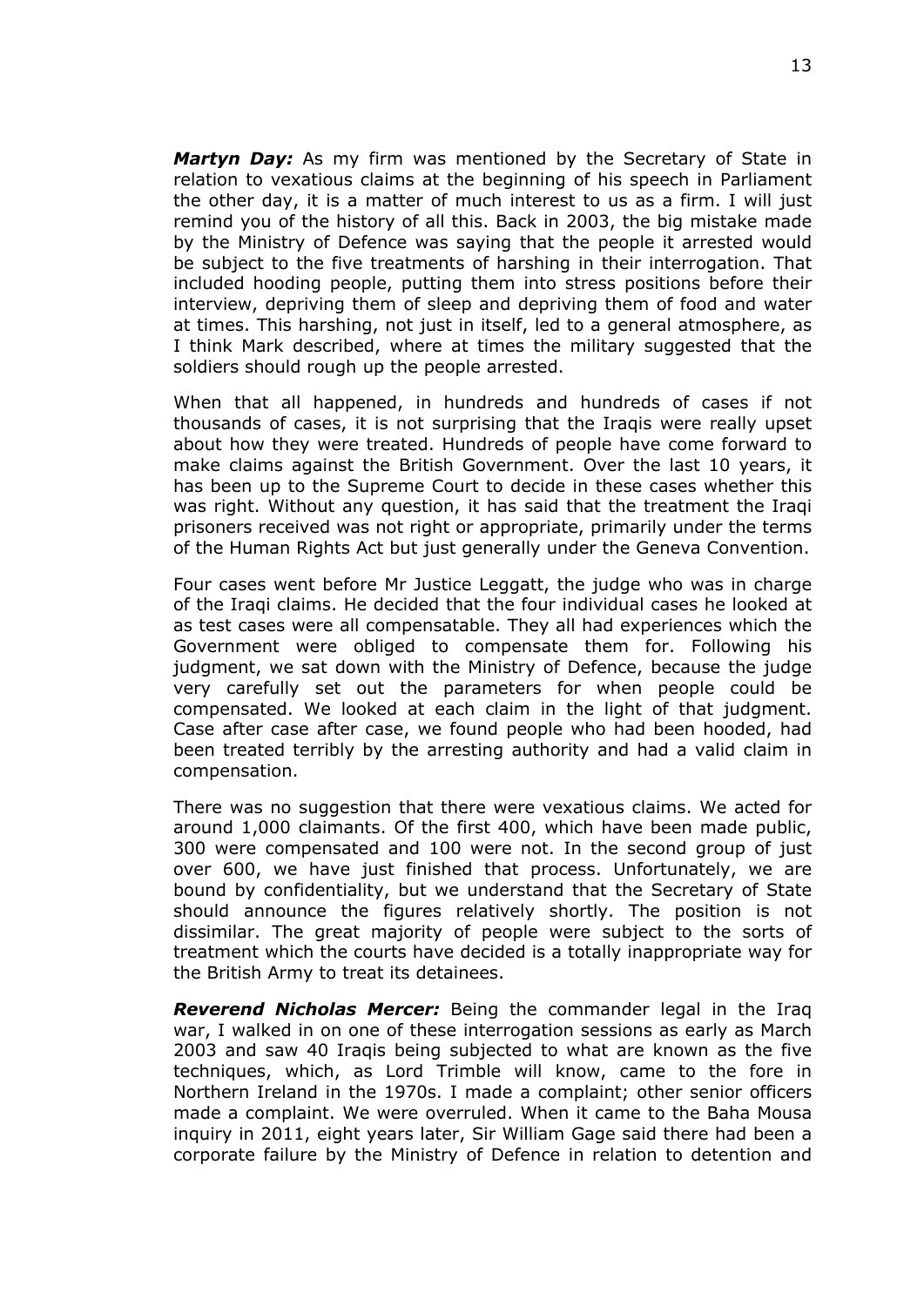***Martyn Day:*** As my firm was mentioned by the Secretary of State in relation to vexatious claims at the beginning of his speech in Parliament the other day, it is a matter of much interest to us as a firm. I will just remind you of the history of all this. Back in 2003, the big mistake made by the Ministry of Defence was saying that the people it arrested would be subject to the five treatments of harshing in their interrogation. That included hooding people, putting them into stress positions before their interview, depriving them of sleep and depriving them of food and water at times. This harshing, not just in itself, led to a general atmosphere, as I think Mark described, where at times the military suggested that the soldiers should rough up the people arrested.

When that all happened, in hundreds and hundreds of cases if not thousands of cases, it is not surprising that the Iraqis were really upset about how they were treated. Hundreds of people have come forward to make claims against the British Government. Over the last 10 years, it has been up to the Supreme Court to decide in these cases whether this was right. Without any question, it has said that the treatment the Iraqi prisoners received was not right or appropriate, primarily under the terms of the Human Rights Act but just generally under the Geneva Convention.

Four cases went before Mr Justice Leggatt, the judge who was in charge of the Iraqi claims. He decided that the four individual cases he looked at as test cases were all compensatable. They all had experiences which the Government were obliged to compensate them for. Following his judgment, we sat down with the Ministry of Defence, because the judge very carefully set out the parameters for when people could be compensated. We looked at each claim in the light of that judgment. Case after case after case, we found people who had been hooded, had been treated terribly by the arresting authority and had a valid claim in compensation.

There was no suggestion that there were vexatious claims. We acted for around 1,000 claimants. Of the first 400, which have been made public, 300 were compensated and 100 were not. In the second group of just over 600, we have just finished that process. Unfortunately, we are bound by confidentiality, but we understand that the Secretary of State should announce the figures relatively shortly. The position is not dissimilar. The great majority of people were subject to the sorts of treatment which the courts have decided is a totally inappropriate way for the British Army to treat its detainees.

***Reverend Nicholas Mercer:*** Being the commander legal in the Iraq war, I walked in on one of these interrogation sessions as early as March 2003 and saw 40 Iraqis being subjected to what are known as the five techniques, which, as Lord Trimble will know, came to the fore in Northern Ireland in the 1970s. I made a complaint; other senior officers made a complaint. We were overruled. When it came to the Baha Mousa inquiry in 2011, eight years later, Sir William Gage said there had been a corporate failure by the Ministry of Defence in relation to detention and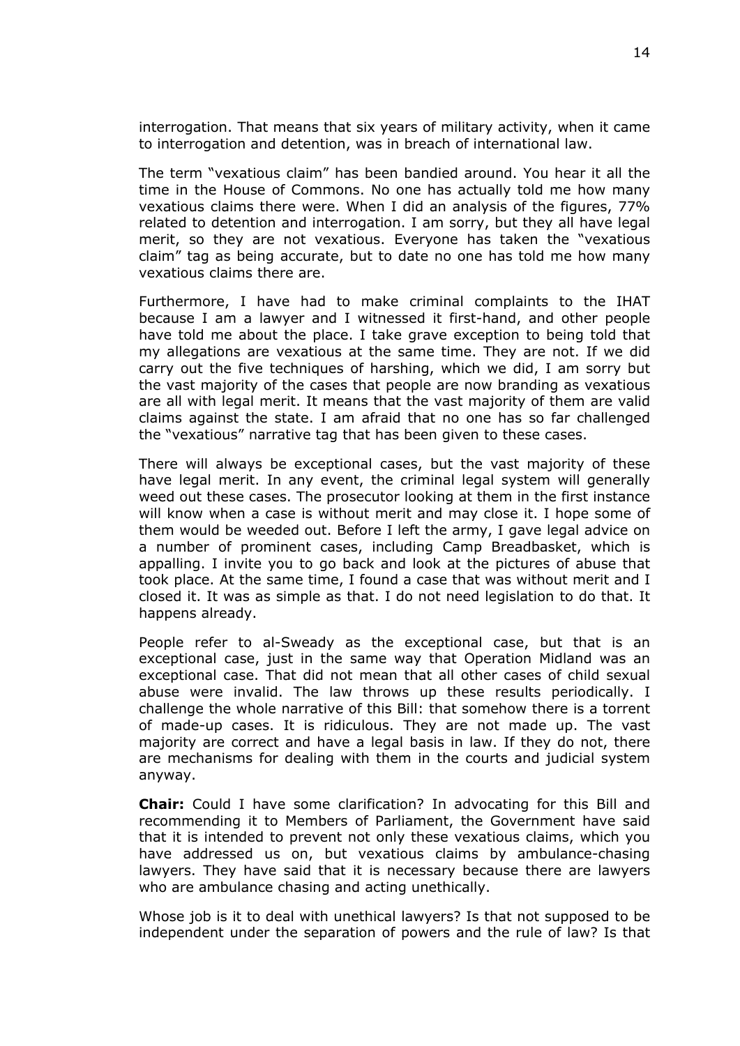interrogation. That means that six years of military activity, when it came to interrogation and detention, was in breach of international law.

The term "vexatious claim" has been bandied around. You hear it all the time in the House of Commons. No one has actually told me how many vexatious claims there were. When I did an analysis of the figures, 77% related to detention and interrogation. I am sorry, but they all have legal merit, so they are not vexatious. Everyone has taken the "vexatious claim" tag as being accurate, but to date no one has told me how many vexatious claims there are.

Furthermore, I have had to make criminal complaints to the IHAT because I am a lawyer and I witnessed it first-hand, and other people have told me about the place. I take grave exception to being told that my allegations are vexatious at the same time. They are not. If we did carry out the five techniques of harshing, which we did, I am sorry but the vast majority of the cases that people are now branding as vexatious are all with legal merit. It means that the vast majority of them are valid claims against the state. I am afraid that no one has so far challenged the "vexatious" narrative tag that has been given to these cases.

There will always be exceptional cases, but the vast majority of these have legal merit. In any event, the criminal legal system will generally weed out these cases. The prosecutor looking at them in the first instance will know when a case is without merit and may close it. I hope some of them would be weeded out. Before I left the army, I gave legal advice on a number of prominent cases, including Camp Breadbasket, which is appalling. I invite you to go back and look at the pictures of abuse that took place. At the same time, I found a case that was without merit and I closed it. It was as simple as that. I do not need legislation to do that. It happens already.

People refer to al-Sweady as the exceptional case, but that is an exceptional case, just in the same way that Operation Midland was an exceptional case. That did not mean that all other cases of child sexual abuse were invalid. The law throws up these results periodically. I challenge the whole narrative of this Bill: that somehow there is a torrent of made-up cases. It is ridiculous. They are not made up. The vast majority are correct and have a legal basis in law. If they do not, there are mechanisms for dealing with them in the courts and judicial system anyway.

**Chair:** Could I have some clarification? In advocating for this Bill and recommending it to Members of Parliament, the Government have said that it is intended to prevent not only these vexatious claims, which you have addressed us on, but vexatious claims by ambulance-chasing lawyers. They have said that it is necessary because there are lawyers who are ambulance chasing and acting unethically.

Whose job is it to deal with unethical lawyers? Is that not supposed to be independent under the separation of powers and the rule of law? Is that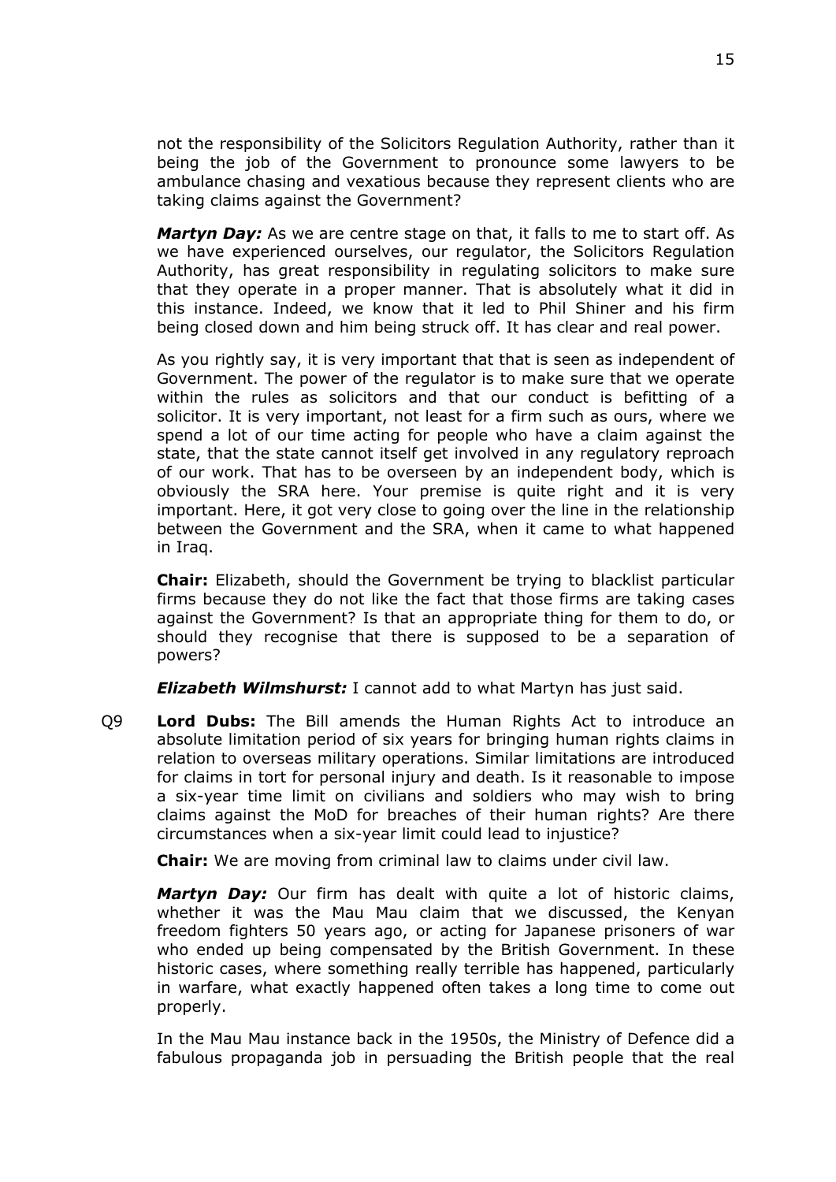not the responsibility of the Solicitors Regulation Authority, rather than it being the job of the Government to pronounce some lawyers to be ambulance chasing and vexatious because they represent clients who are taking claims against the Government?

***Martyn Day:*** As we are centre stage on that, it falls to me to start off. As we have experienced ourselves, our regulator, the Solicitors Regulation Authority, has great responsibility in regulating solicitors to make sure that they operate in a proper manner. That is absolutely what it did in this instance. Indeed, we know that it led to Phil Shiner and his firm being closed down and him being struck off. It has clear and real power.

As you rightly say, it is very important that that is seen as independent of Government. The power of the regulator is to make sure that we operate within the rules as solicitors and that our conduct is befitting of a solicitor. It is very important, not least for a firm such as ours, where we spend a lot of our time acting for people who have a claim against the state, that the state cannot itself get involved in any regulatory reproach of our work. That has to be overseen by an independent body, which is obviously the SRA here. Your premise is quite right and it is very important. Here, it got very close to going over the line in the relationship between the Government and the SRA, when it came to what happened in Iraq.

**Chair:** Elizabeth, should the Government be trying to blacklist particular firms because they do not like the fact that those firms are taking cases against the Government? Is that an appropriate thing for them to do, or should they recognise that there is supposed to be a separation of powers?

***Elizabeth Wilmshurst:*** I cannot add to what Martyn has just said.

Q9 **Lord Dubs:** The Bill amends the Human Rights Act to introduce an absolute limitation period of six years for bringing human rights claims in relation to overseas military operations. Similar limitations are introduced for claims in tort for personal injury and death. Is it reasonable to impose a six-year time limit on civilians and soldiers who may wish to bring claims against the MoD for breaches of their human rights? Are there circumstances when a six-year limit could lead to injustice?

**Chair:** We are moving from criminal law to claims under civil law.

***Martyn Day:*** Our firm has dealt with quite a lot of historic claims, whether it was the Mau Mau claim that we discussed, the Kenyan freedom fighters 50 years ago, or acting for Japanese prisoners of war who ended up being compensated by the British Government. In these historic cases, where something really terrible has happened, particularly in warfare, what exactly happened often takes a long time to come out properly.

In the Mau Mau instance back in the 1950s, the Ministry of Defence did a fabulous propaganda job in persuading the British people that the real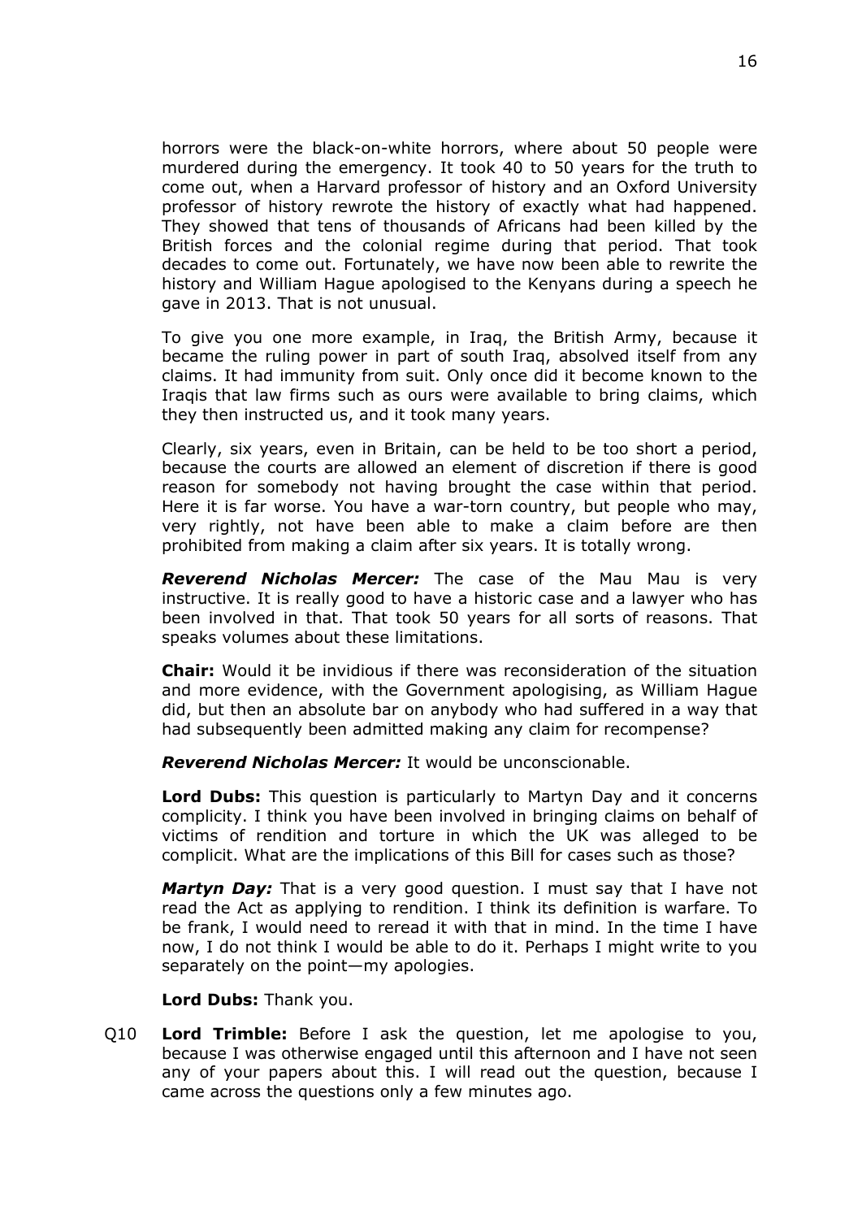horrors were the black-on-white horrors, where about 50 people were murdered during the emergency. It took 40 to 50 years for the truth to come out, when a Harvard professor of history and an Oxford University professor of history rewrote the history of exactly what had happened. They showed that tens of thousands of Africans had been killed by the British forces and the colonial regime during that period. That took decades to come out. Fortunately, we have now been able to rewrite the history and William Hague apologised to the Kenyans during a speech he gave in 2013. That is not unusual.

To give you one more example, in Iraq, the British Army, because it became the ruling power in part of south Iraq, absolved itself from any claims. It had immunity from suit. Only once did it become known to the Iraqis that law firms such as ours were available to bring claims, which they then instructed us, and it took many years.

Clearly, six years, even in Britain, can be held to be too short a period, because the courts are allowed an element of discretion if there is good reason for somebody not having brought the case within that period. Here it is far worse. You have a war-torn country, but people who may, very rightly, not have been able to make a claim before are then prohibited from making a claim after six years. It is totally wrong.

***Reverend Nicholas Mercer:*** The case of the Mau Mau is very instructive. It is really good to have a historic case and a lawyer who has been involved in that. That took 50 years for all sorts of reasons. That speaks volumes about these limitations.

**Chair:** Would it be invidious if there was reconsideration of the situation and more evidence, with the Government apologising, as William Hague did, but then an absolute bar on anybody who had suffered in a way that had subsequently been admitted making any claim for recompense?

***Reverend Nicholas Mercer:*** It would be unconscionable.

**Lord Dubs:** This question is particularly to Martyn Day and it concerns complicity. I think you have been involved in bringing claims on behalf of victims of rendition and torture in which the UK was alleged to be complicit. What are the implications of this Bill for cases such as those?

***Martyn Day:*** That is a very good question. I must say that I have not read the Act as applying to rendition. I think its definition is warfare. To be frank, I would need to reread it with that in mind. In the time I have now, I do not think I would be able to do it. Perhaps I might write to you separately on the point—my apologies.

**Lord Dubs:** Thank you.

Q10 **Lord Trimble:** Before I ask the question, let me apologise to you, because I was otherwise engaged until this afternoon and I have not seen any of your papers about this. I will read out the question, because I came across the questions only a few minutes ago.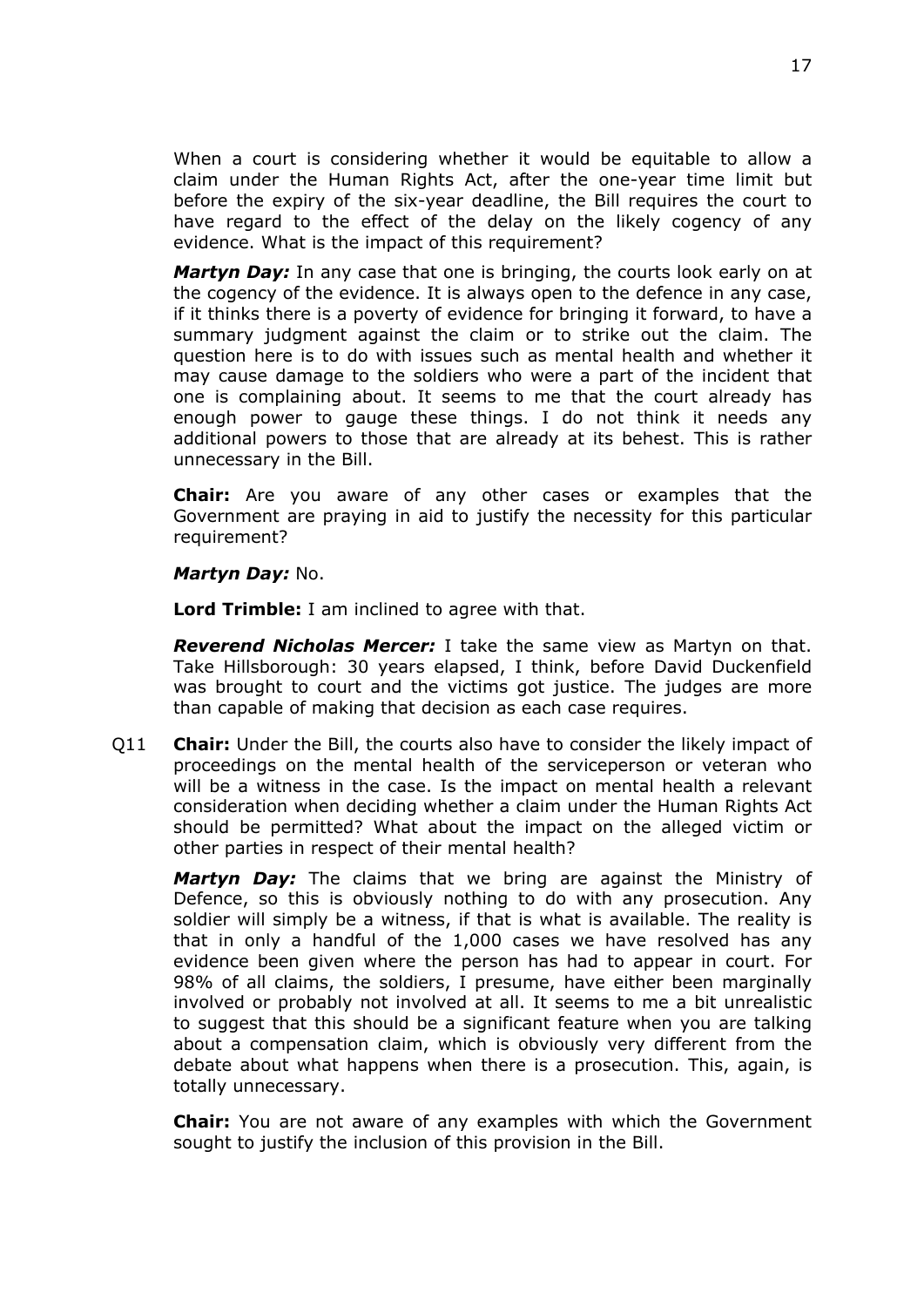When a court is considering whether it would be equitable to allow a claim under the Human Rights Act, after the one-year time limit but before the expiry of the six-year deadline, the Bill requires the court to have regard to the effect of the delay on the likely cogency of any evidence. What is the impact of this requirement?

***Martyn Day:*** In any case that one is bringing, the courts look early on at the cogency of the evidence. It is always open to the defence in any case, if it thinks there is a poverty of evidence for bringing it forward, to have a summary judgment against the claim or to strike out the claim. The question here is to do with issues such as mental health and whether it may cause damage to the soldiers who were a part of the incident that one is complaining about. It seems to me that the court already has enough power to gauge these things. I do not think it needs any additional powers to those that are already at its behest. This is rather unnecessary in the Bill.

**Chair:** Are you aware of any other cases or examples that the Government are praying in aid to justify the necessity for this particular requirement?

***Martyn Day:*** No.

**Lord Trimble:** I am inclined to agree with that.

***Reverend Nicholas Mercer:*** I take the same view as Martyn on that. Take Hillsborough: 30 years elapsed, I think, before David Duckenfield was brought to court and the victims got justice. The judges are more than capable of making that decision as each case requires.

Q11 **Chair:** Under the Bill, the courts also have to consider the likely impact of proceedings on the mental health of the serviceperson or veteran who will be a witness in the case. Is the impact on mental health a relevant consideration when deciding whether a claim under the Human Rights Act should be permitted? What about the impact on the alleged victim or other parties in respect of their mental health?

***Martyn Day:*** The claims that we bring are against the Ministry of Defence, so this is obviously nothing to do with any prosecution. Any soldier will simply be a witness, if that is what is available. The reality is that in only a handful of the 1,000 cases we have resolved has any evidence been given where the person has had to appear in court. For 98% of all claims, the soldiers, I presume, have either been marginally involved or probably not involved at all. It seems to me a bit unrealistic to suggest that this should be a significant feature when you are talking about a compensation claim, which is obviously very different from the debate about what happens when there is a prosecution. This, again, is totally unnecessary.

**Chair:** You are not aware of any examples with which the Government sought to justify the inclusion of this provision in the Bill.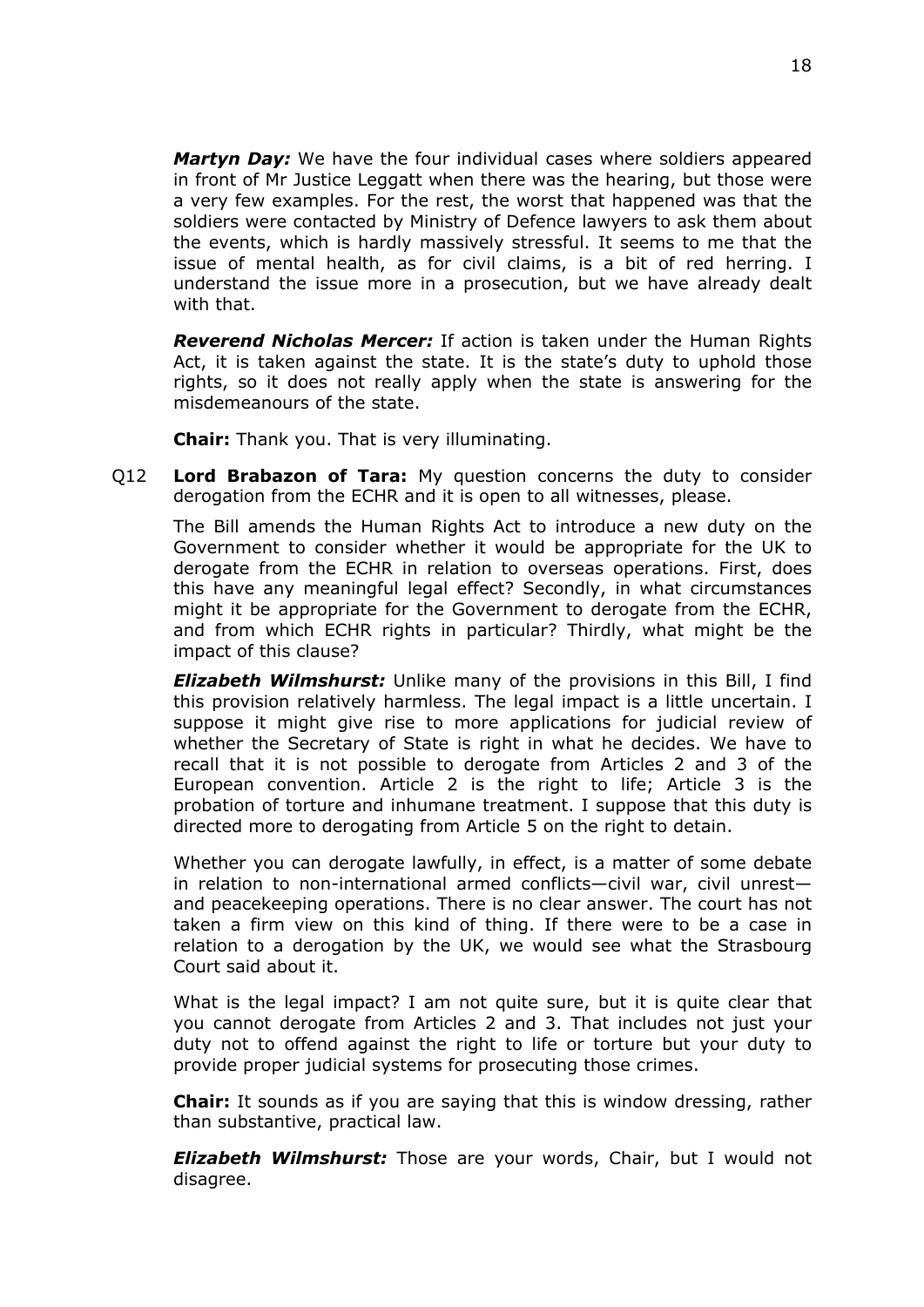***Martyn Day:*** We have the four individual cases where soldiers appeared in front of Mr Justice Leggatt when there was the hearing, but those were a very few examples. For the rest, the worst that happened was that the soldiers were contacted by Ministry of Defence lawyers to ask them about the events, which is hardly massively stressful. It seems to me that the issue of mental health, as for civil claims, is a bit of red herring. I understand the issue more in a prosecution, but we have already dealt with that.

***Reverend Nicholas Mercer:*** If action is taken under the Human Rights Act, it is taken against the state. It is the state's duty to uphold those rights, so it does not really apply when the state is answering for the misdemeanours of the state.

**Chair:** Thank you. That is very illuminating.

Q12 **Lord Brabazon of Tara:** My question concerns the duty to consider derogation from the ECHR and it is open to all witnesses, please.

The Bill amends the Human Rights Act to introduce a new duty on the Government to consider whether it would be appropriate for the UK to derogate from the ECHR in relation to overseas operations. First, does this have any meaningful legal effect? Secondly, in what circumstances might it be appropriate for the Government to derogate from the ECHR, and from which ECHR rights in particular? Thirdly, what might be the impact of this clause?

***Elizabeth Wilmshurst:*** Unlike many of the provisions in this Bill, I find this provision relatively harmless. The legal impact is a little uncertain. I suppose it might give rise to more applications for judicial review of whether the Secretary of State is right in what he decides. We have to recall that it is not possible to derogate from Articles 2 and 3 of the European convention. Article 2 is the right to life; Article 3 is the probation of torture and inhumane treatment. I suppose that this duty is directed more to derogating from Article 5 on the right to detain.

Whether you can derogate lawfully, in effect, is a matter of some debate in relation to non-international armed conflicts—civil war, civil unrest—and peacekeeping operations. There is no clear answer. The court has not taken a firm view on this kind of thing. If there were to be a case in relation to a derogation by the UK, we would see what the Strasbourg Court said about it.

What is the legal impact? I am not quite sure, but it is quite clear that you cannot derogate from Articles 2 and 3. That includes not just your duty not to offend against the right to life or torture but your duty to provide proper judicial systems for prosecuting those crimes.

**Chair:** It sounds as if you are saying that this is window dressing, rather than substantive, practical law.

***Elizabeth Wilmshurst:*** Those are your words, Chair, but I would not disagree.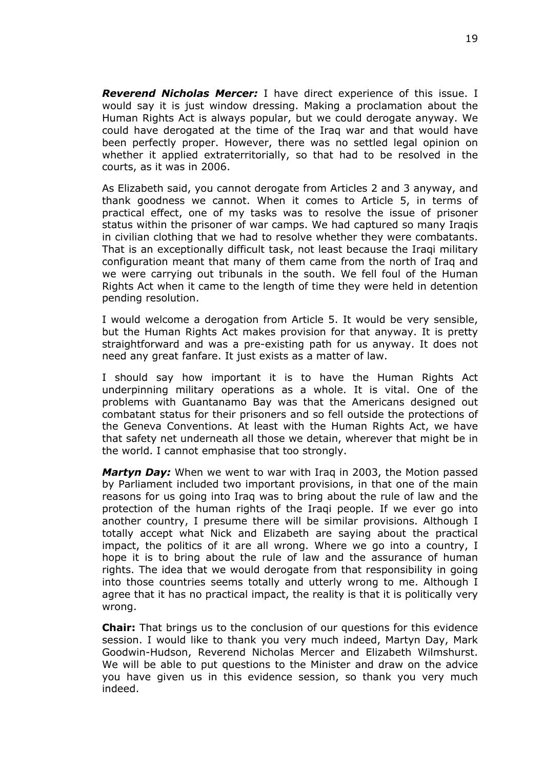***Reverend Nicholas Mercer:*** I have direct experience of this issue. I would say it is just window dressing. Making a proclamation about the Human Rights Act is always popular, but we could derogate anyway. We could have derogated at the time of the Iraq war and that would have been perfectly proper. However, there was no settled legal opinion on whether it applied extraterritorially, so that had to be resolved in the courts, as it was in 2006.

As Elizabeth said, you cannot derogate from Articles 2 and 3 anyway, and thank goodness we cannot. When it comes to Article 5, in terms of practical effect, one of my tasks was to resolve the issue of prisoner status within the prisoner of war camps. We had captured so many Iraqis in civilian clothing that we had to resolve whether they were combatants. That is an exceptionally difficult task, not least because the Iraqi military configuration meant that many of them came from the north of Iraq and we were carrying out tribunals in the south. We fell foul of the Human Rights Act when it came to the length of time they were held in detention pending resolution.

I would welcome a derogation from Article 5. It would be very sensible, but the Human Rights Act makes provision for that anyway. It is pretty straightforward and was a pre-existing path for us anyway. It does not need any great fanfare. It just exists as a matter of law.

I should say how important it is to have the Human Rights Act underpinning military operations as a whole. It is vital. One of the problems with Guantanamo Bay was that the Americans designed out combatant status for their prisoners and so fell outside the protections of the Geneva Conventions. At least with the Human Rights Act, we have that safety net underneath all those we detain, wherever that might be in the world. I cannot emphasise that too strongly.

***Martyn Day:*** When we went to war with Iraq in 2003, the Motion passed by Parliament included two important provisions, in that one of the main reasons for us going into Iraq was to bring about the rule of law and the protection of the human rights of the Iraqi people. If we ever go into another country, I presume there will be similar provisions. Although I totally accept what Nick and Elizabeth are saying about the practical impact, the politics of it are all wrong. Where we go into a country, I hope it is to bring about the rule of law and the assurance of human rights. The idea that we would derogate from that responsibility in going into those countries seems totally and utterly wrong to me. Although I agree that it has no practical impact, the reality is that it is politically very wrong.

**Chair:** That brings us to the conclusion of our questions for this evidence session. I would like to thank you very much indeed, Martyn Day, Mark Goodwin-Hudson, Reverend Nicholas Mercer and Elizabeth Wilmshurst. We will be able to put questions to the Minister and draw on the advice you have given us in this evidence session, so thank you very much indeed.